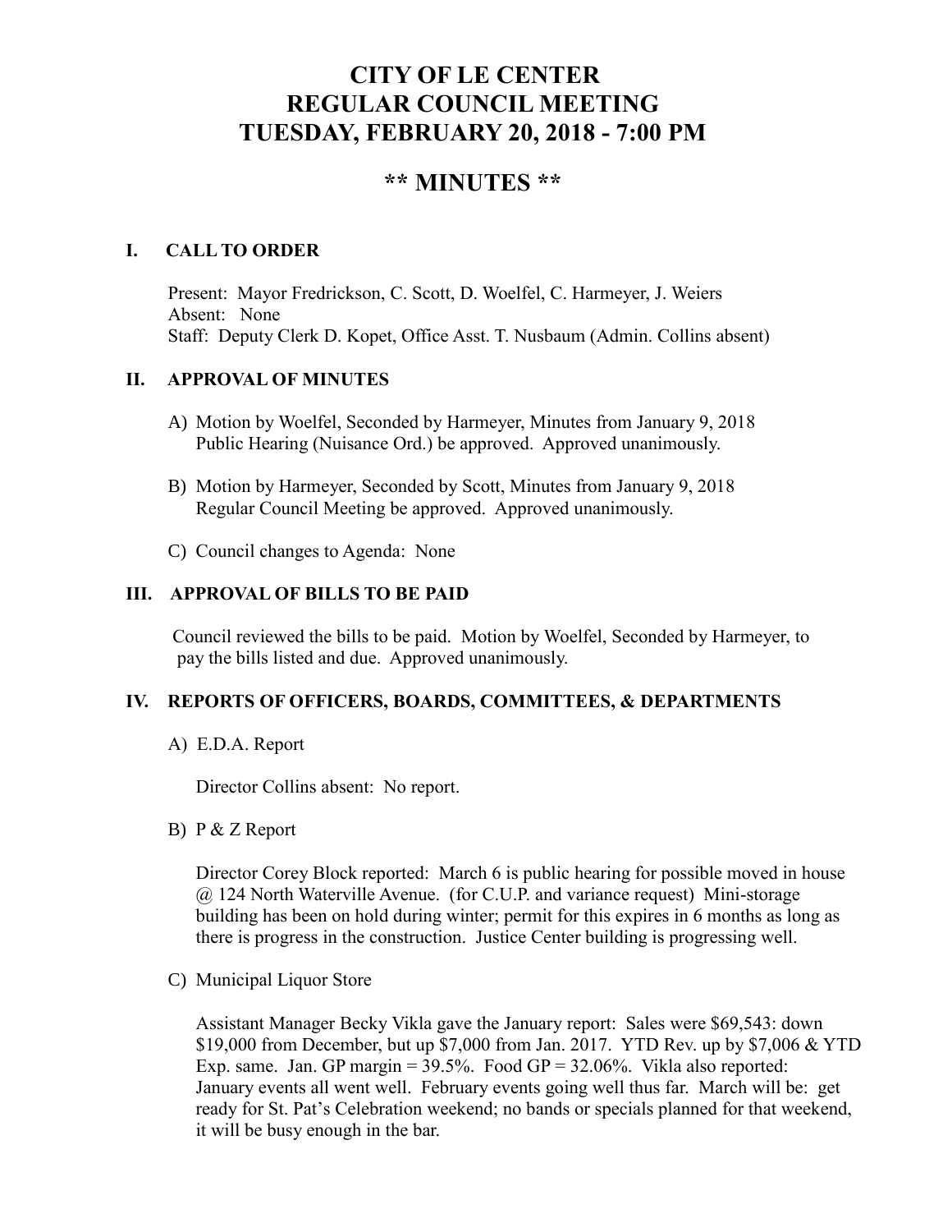# CITY OF LE CENTER
# REGULAR COUNCIL MEETING
# TUESDAY, FEBRUARY 20, 2018 - 7:00 PM

## ** MINUTES **

### I. CALL TO ORDER

Present: Mayor Fredrickson, C. Scott, D. Woelfel, C. Harmeyer, J. Weiers
Absent: None
Staff: Deputy Clerk D. Kopet, Office Asst. T. Nusbaum (Admin. Collins absent)

### II. APPROVAL OF MINUTES

A) Motion by Woelfel, Seconded by Harmeyer, Minutes from January 9, 2018 Public Hearing (Nuisance Ord.) be approved. Approved unanimously.

B) Motion by Harmeyer, Seconded by Scott, Minutes from January 9, 2018 Regular Council Meeting be approved. Approved unanimously.

C) Council changes to Agenda: None

### III. APPROVAL OF BILLS TO BE PAID

Council reviewed the bills to be paid. Motion by Woelfel, Seconded by Harmeyer, to pay the bills listed and due. Approved unanimously.

### IV. REPORTS OF OFFICERS, BOARDS, COMMITTEES, & DEPARTMENTS

A) E.D.A. Report

Director Collins absent: No report.

B) P & Z Report

Director Corey Block reported: March 6 is public hearing for possible moved in house @ 124 North Waterville Avenue. (for C.U.P. and variance request) Mini-storage building has been on hold during winter; permit for this expires in 6 months as long as there is progress in the construction. Justice Center building is progressing well.

C) Municipal Liquor Store

Assistant Manager Becky Vikla gave the January report: Sales were $69,543: down $19,000 from December, but up $7,000 from Jan. 2017. YTD Rev. up by $7,006 & YTD Exp. same. Jan. GP margin = 39.5%. Food GP = 32.06%. Vikla also reported: January events all went well. February events going well thus far. March will be: get ready for St. Pat's Celebration weekend; no bands or specials planned for that weekend, it will be busy enough in the bar.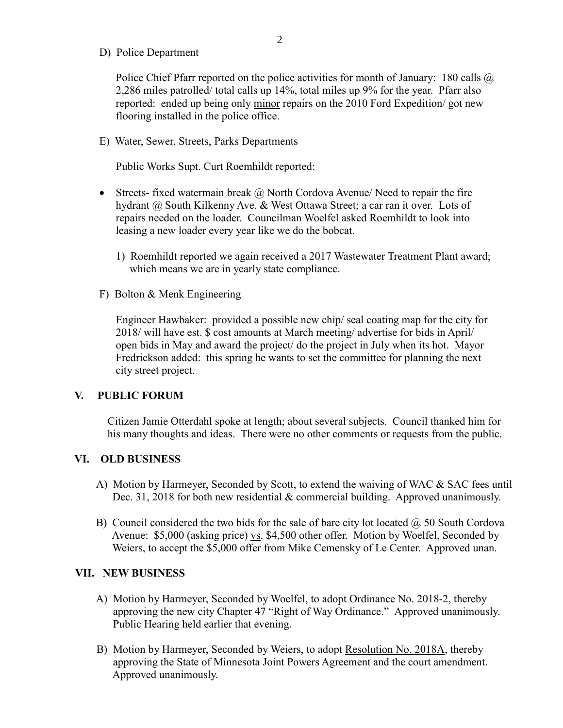D) Police Department

Police Chief Pfarr reported on the police activities for month of January: 180 calls @ 2,286 miles patrolled/ total calls up 14%, total miles up 9% for the year. Pfarr also reported: ended up being only minor repairs on the 2010 Ford Expedition/ got new flooring installed in the police office.

E) Water, Sewer, Streets, Parks Departments

Public Works Supt. Curt Roemhildt reported:

- Streets- fixed watermain break @ North Cordova Avenue/ Need to repair the fire hydrant @ South Kilkenny Ave. & West Ottawa Street; a car ran it over. Lots of repairs needed on the loader. Councilman Woelfel asked Roemhildt to look into leasing a new loader every year like we do the bobcat.

  1) Roemhildt reported we again received a 2017 Wastewater Treatment Plant award; which means we are in yearly state compliance.

F) Bolton & Menk Engineering

Engineer Hawbaker: provided a possible new chip/ seal coating map for the city for 2018/ will have est. $ cost amounts at March meeting/ advertise for bids in April/ open bids in May and award the project/ do the project in July when its hot. Mayor Fredrickson added: this spring he wants to set the committee for planning the next city street project.

## V. PUBLIC FORUM

Citizen Jamie Otterdahl spoke at length; about several subjects. Council thanked him for his many thoughts and ideas. There were no other comments or requests from the public.

## VI. OLD BUSINESS

A) Motion by Harmeyer, Seconded by Scott, to extend the waiving of WAC & SAC fees until Dec. 31, 2018 for both new residential & commercial building. Approved unanimously.

B) Council considered the two bids for the sale of bare city lot located @ 50 South Cordova Avenue: $5,000 (asking price) vs. $4,500 other offer. Motion by Woelfel, Seconded by Weiers, to accept the $5,000 offer from Mike Cemensky of Le Center. Approved unan.

## VII. NEW BUSINESS

A) Motion by Harmeyer, Seconded by Woelfel, to adopt Ordinance No. 2018-2, thereby approving the new city Chapter 47 "Right of Way Ordinance." Approved unanimously. Public Hearing held earlier that evening.

B) Motion by Harmeyer, Seconded by Weiers, to adopt Resolution No. 2018A, thereby approving the State of Minnesota Joint Powers Agreement and the court amendment. Approved unanimously.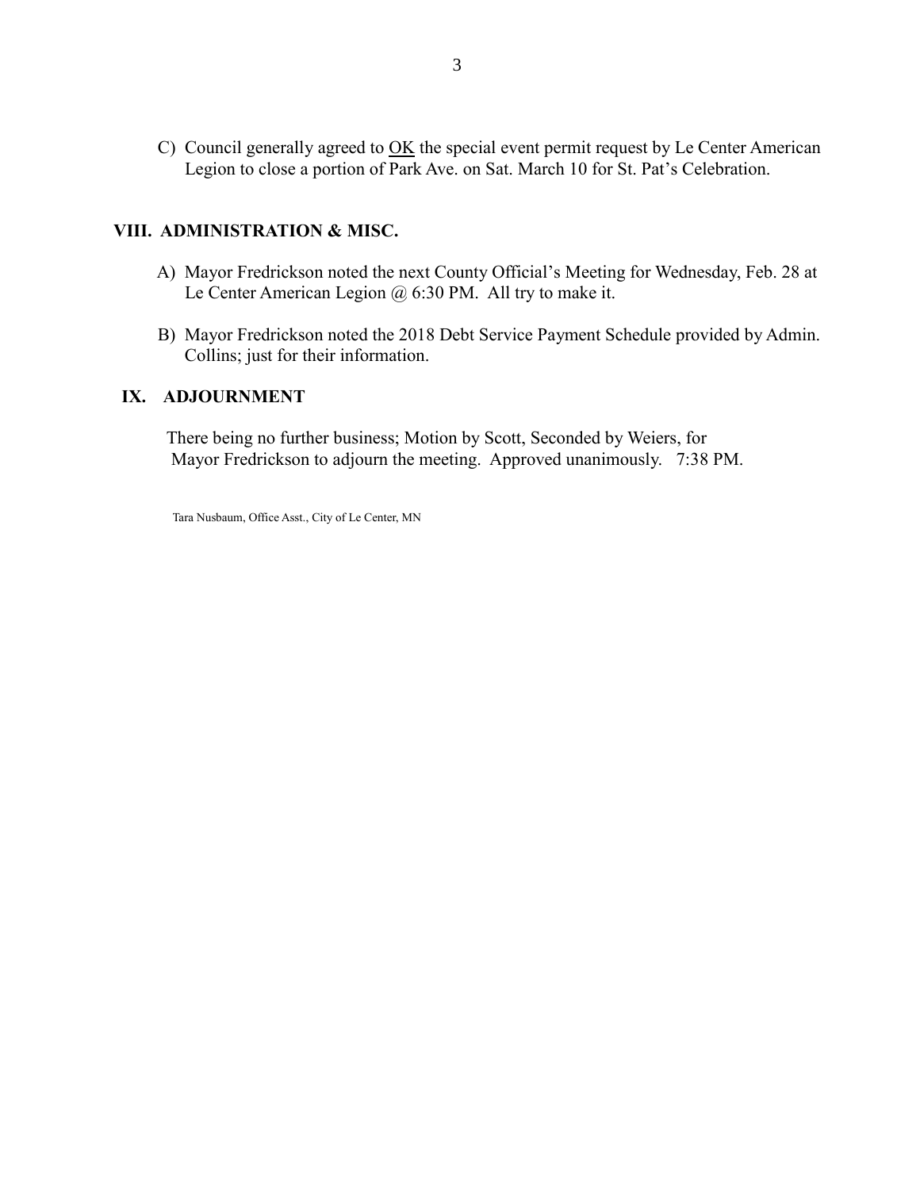C) Council generally agreed to <u>OK</u> the special event permit request by Le Center American Legion to close a portion of Park Ave. on Sat. March 10 for St. Pat's Celebration.

## VIII. ADMINISTRATION & MISC.

A) Mayor Fredrickson noted the next County Official's Meeting for Wednesday, Feb. 28 at Le Center American Legion @ 6:30 PM. All try to make it.

B) Mayor Fredrickson noted the 2018 Debt Service Payment Schedule provided by Admin. Collins; just for their information.

## IX. ADJOURNMENT

There being no further business; Motion by Scott, Seconded by Weiers, for Mayor Fredrickson to adjourn the meeting. Approved unanimously. 7:38 PM.

Tara Nusbaum, Office Asst., City of Le Center, MN